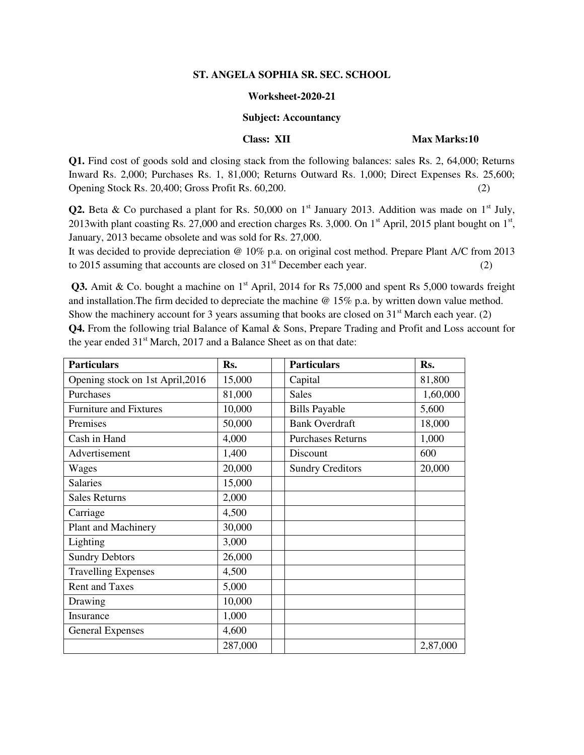**ST. ANGELA SOPHIA SR. SEC. SCHOOL**

**Worksheet-2020-21**

**Subject: Accountancy**

**Class: XII** **Max Marks:10**

**Q1.** Find cost of goods sold and closing stack from the following balances: sales Rs. 2, 64,000; Returns Inward Rs. 2,000; Purchases Rs. 1, 81,000; Returns Outward Rs. 1,000; Direct Expenses Rs. 25,600; Opening Stock Rs. 20,400; Gross Profit Rs. 60,200. (2)

**Q2.** Beta & Co purchased a plant for Rs. 50,000 on 1st January 2013. Addition was made on 1st July, 2013with plant coasting Rs. 27,000 and erection charges Rs. 3,000. On 1st April, 2015 plant bought on 1st, January, 2013 became obsolete and was sold for Rs. 27,000.

It was decided to provide depreciation @ 10% p.a. on original cost method. Prepare Plant A/C from 2013 to 2015 assuming that accounts are closed on 31st December each year. (2)

**Q3.** Amit & Co. bought a machine on 1st April, 2014 for Rs 75,000 and spent Rs 5,000 towards freight and installation.The firm decided to depreciate the machine @ 15% p.a. by written down value method. Show the machinery account for 3 years assuming that books are closed on 31st March each year. (2)

**Q4.** From the following trial Balance of Kamal & Sons, Prepare Trading and Profit and Loss account for the year ended 31st March, 2017 and a Balance Sheet as on that date:

| **Particulars** | **Rs.** | | **Particulars** | **Rs.** |
|---|---|---|---|---|
| Opening stock on 1st April,2016 | 15,000 | | Capital | 81,800 |
| Purchases | 81,000 | | Sales | 1,60,000 |
| Furniture and Fixtures | 10,000 | | Bills Payable | 5,600 |
| Premises | 50,000 | | Bank Overdraft | 18,000 |
| Cash in Hand | 4,000 | | Purchases Returns | 1,000 |
| Advertisement | 1,400 | | Discount | 600 |
| Wages | 20,000 | | Sundry Creditors | 20,000 |
| Salaries | 15,000 | | | |
| Sales Returns | 2,000 | | | |
| Carriage | 4,500 | | | |
| Plant and Machinery | 30,000 | | | |
| Lighting | 3,000 | | | |
| Sundry Debtors | 26,000 | | | |
| Travelling Expenses | 4,500 | | | |
| Rent and Taxes | 5,000 | | | |
| Drawing | 10,000 | | | |
| Insurance | 1,000 | | | |
| General Expenses | 4,600 | | | |
| | 287,000 | | | 2,87,000 |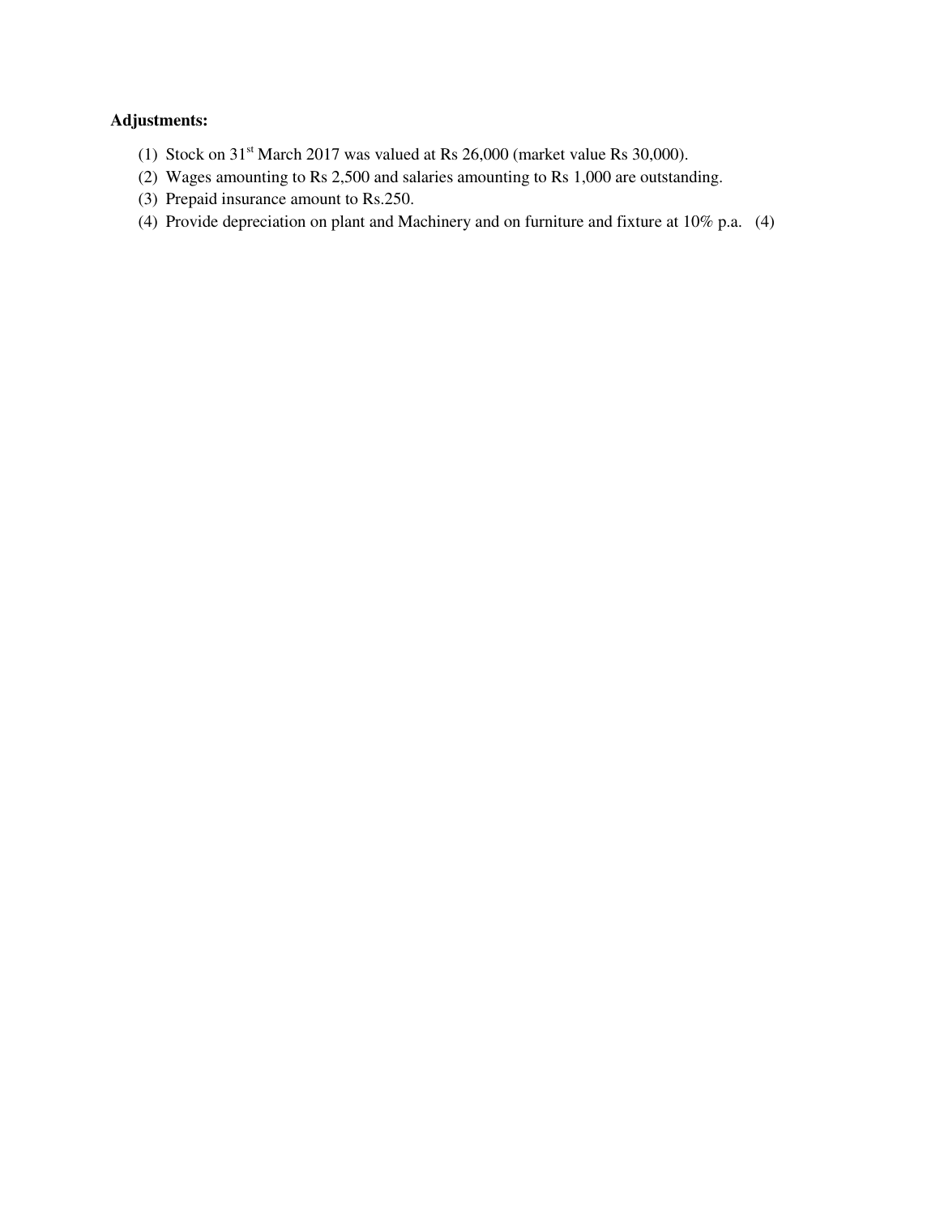**Adjustments:**

1. Stock on 31st March 2017 was valued at Rs 26,000 (market value Rs 30,000).
2. Wages amounting to Rs 2,500 and salaries amounting to Rs 1,000 are outstanding.
3. Prepaid insurance amount to Rs.250.
4. Provide depreciation on plant and Machinery and on furniture and fixture at 10% p.a. (4)